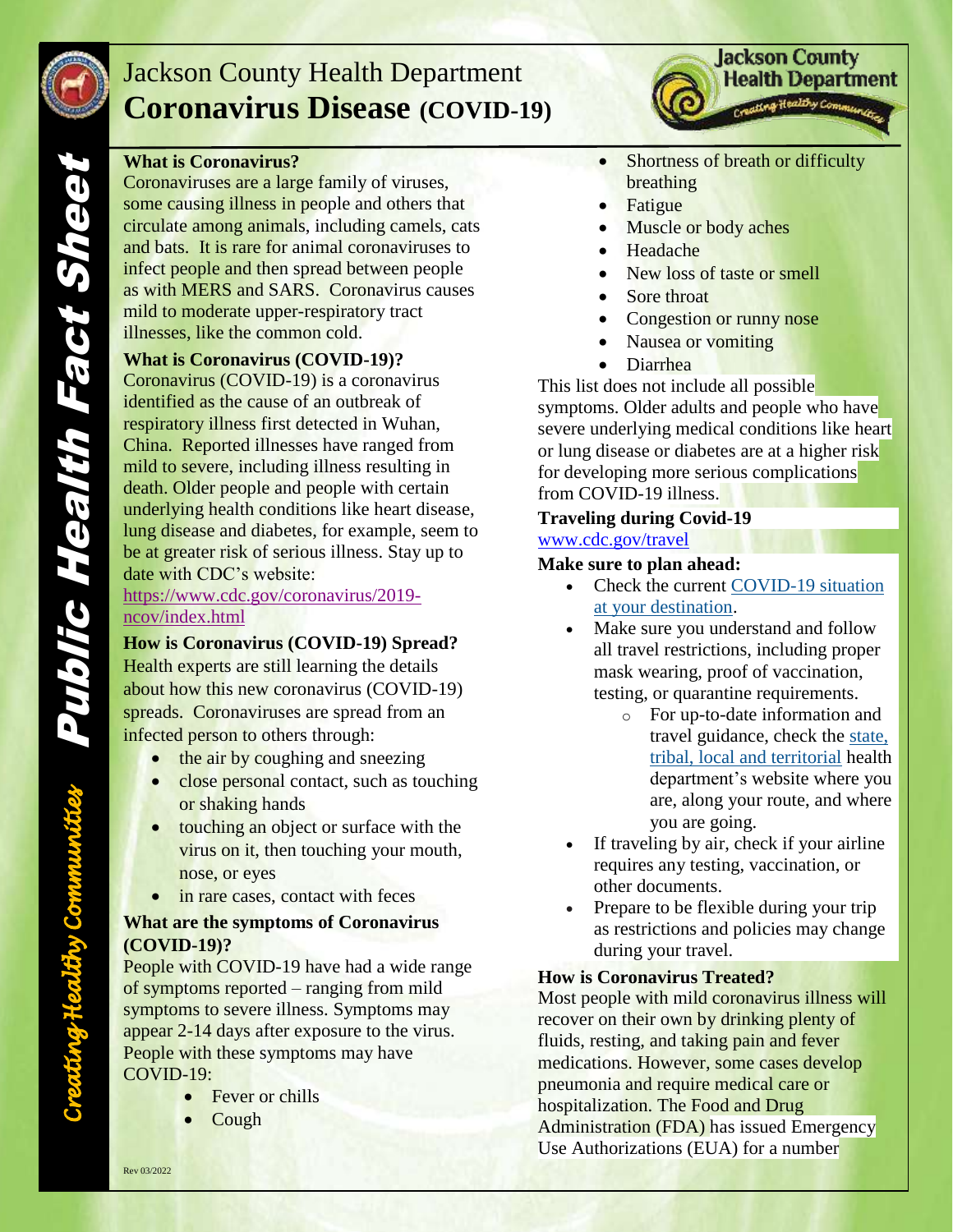# Jackson County Health Department

# Coronavirus Disease (COVID-19)

*Public Health Fact Sheet*

*Creating Healthy Communities*

### What is Coronavirus?

Coronaviruses are a large family of viruses, some causing illness in people and others that circulate among animals, including camels, cats and bats. It is rare for animal coronaviruses to infect people and then spread between people as with MERS and SARS. Coronavirus causes mild to moderate upper-respiratory tract illnesses, like the common cold.

### What is Coronavirus (COVID-19)?

Coronavirus (COVID-19) is a coronavirus identified as the cause of an outbreak of respiratory illness first detected in Wuhan, China. Reported illnesses have ranged from mild to severe, including illness resulting in death. Older people and people with certain underlying health conditions like heart disease, lung disease and diabetes, for example, seem to be at greater risk of serious illness. Stay up to date with CDC's website: https://www.cdc.gov/coronavirus/2019-ncov/index.html

### How is Coronavirus (COVID-19) Spread?

Health experts are still learning the details about how this new coronavirus (COVID-19) spreads. Coronaviruses are spread from an infected person to others through:

- the air by coughing and sneezing
- close personal contact, such as touching or shaking hands
- touching an object or surface with the virus on it, then touching your mouth, nose, or eyes
- in rare cases, contact with feces

### What are the symptoms of Coronavirus (COVID-19)?

People with COVID-19 have had a wide range of symptoms reported – ranging from mild symptoms to severe illness. Symptoms may appear 2-14 days after exposure to the virus. People with these symptoms may have COVID-19:

- Fever or chills
- Cough
- Shortness of breath or difficulty breathing
- Fatigue
- Muscle or body aches
- Headache
- New loss of taste or smell
- Sore throat
- Congestion or runny nose
- Nausea or vomiting
- Diarrhea

This list does not include all possible symptoms. Older adults and people who have severe underlying medical conditions like heart or lung disease or diabetes are at a higher risk for developing more serious complications from COVID-19 illness.

### Traveling during Covid-19

www.cdc.gov/travel

### Make sure to plan ahead:

- Check the current COVID-19 situation at your destination.
- Make sure you understand and follow all travel restrictions, including proper mask wearing, proof of vaccination, testing, or quarantine requirements.
  - For up-to-date information and travel guidance, check the state, tribal, local and territorial health department's website where you are, along your route, and where you are going.
- If traveling by air, check if your airline requires any testing, vaccination, or other documents.
- Prepare to be flexible during your trip as restrictions and policies may change during your travel.

### How is Coronavirus Treated?

Most people with mild coronavirus illness will recover on their own by drinking plenty of fluids, resting, and taking pain and fever medications. However, some cases develop pneumonia and require medical care or hospitalization. The Food and Drug Administration (FDA) has issued Emergency Use Authorizations (EUA) for a number

Rev 03/2022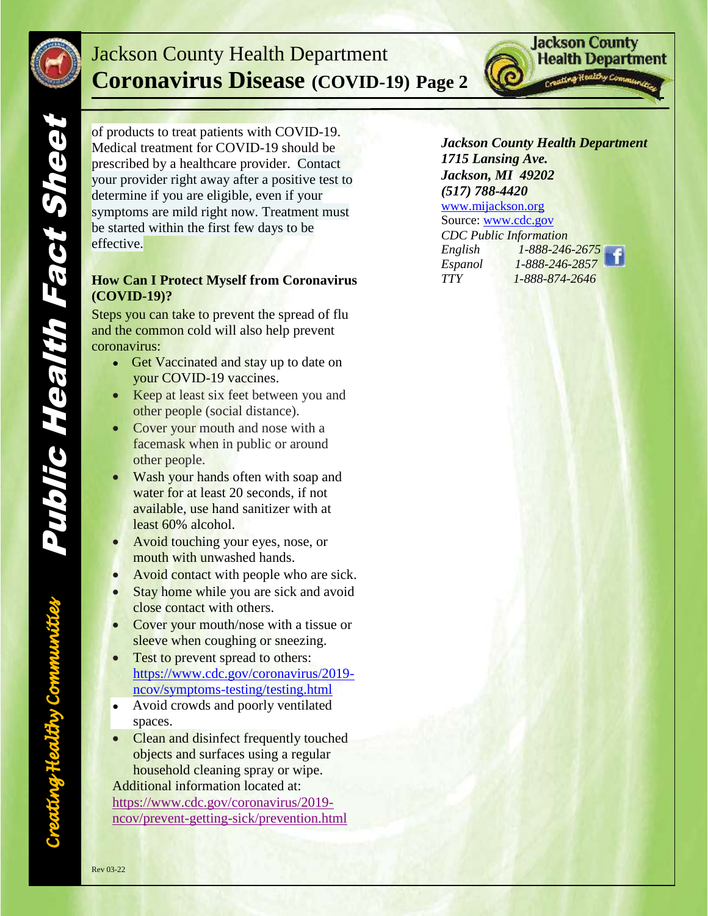of products to treat patients with COVID-19. Medical treatment for COVID-19 should be prescribed by a healthcare provider. Contact your provider right away after a positive test to determine if you are eligible, even if your symptoms are mild right now. Treatment must be started within the first few days to be effective.

**How Can I Protect Myself from Coronavirus (COVID-19)?**

Steps you can take to prevent the spread of flu and the common cold will also help prevent coronavirus:

- Get Vaccinated and stay up to date on your COVID-19 vaccines.
- Keep at least six feet between you and other people (social distance).
- Cover your mouth and nose with a facemask when in public or around other people.
- Wash your hands often with soap and water for at least 20 seconds, if not available, use hand sanitizer with at least 60% alcohol.
- Avoid touching your eyes, nose, or mouth with unwashed hands.
- Avoid contact with people who are sick.
- Stay home while you are sick and avoid close contact with others.
- Cover your mouth/nose with a tissue or sleeve when coughing or sneezing.
- Test to prevent spread to others: https://www.cdc.gov/coronavirus/2019-ncov/symptoms-testing/testing.html
- Avoid crowds and poorly ventilated spaces.
- Clean and disinfect frequently touched objects and surfaces using a regular household cleaning spray or wipe.

Additional information located at: https://www.cdc.gov/coronavirus/2019-ncov/prevent-getting-sick/prevention.html

***Jackson County Health Department***
***1715 Lansing Ave.***
***Jackson, MI 49202***
***(517) 788-4420***
www.mijackson.org
Source: www.cdc.gov
*CDC Public Information*
*English* *1-888-246-2675*
*Espanol* *1-888-246-2857*
*TTY* *1-888-874-2646*

Rev 03-22